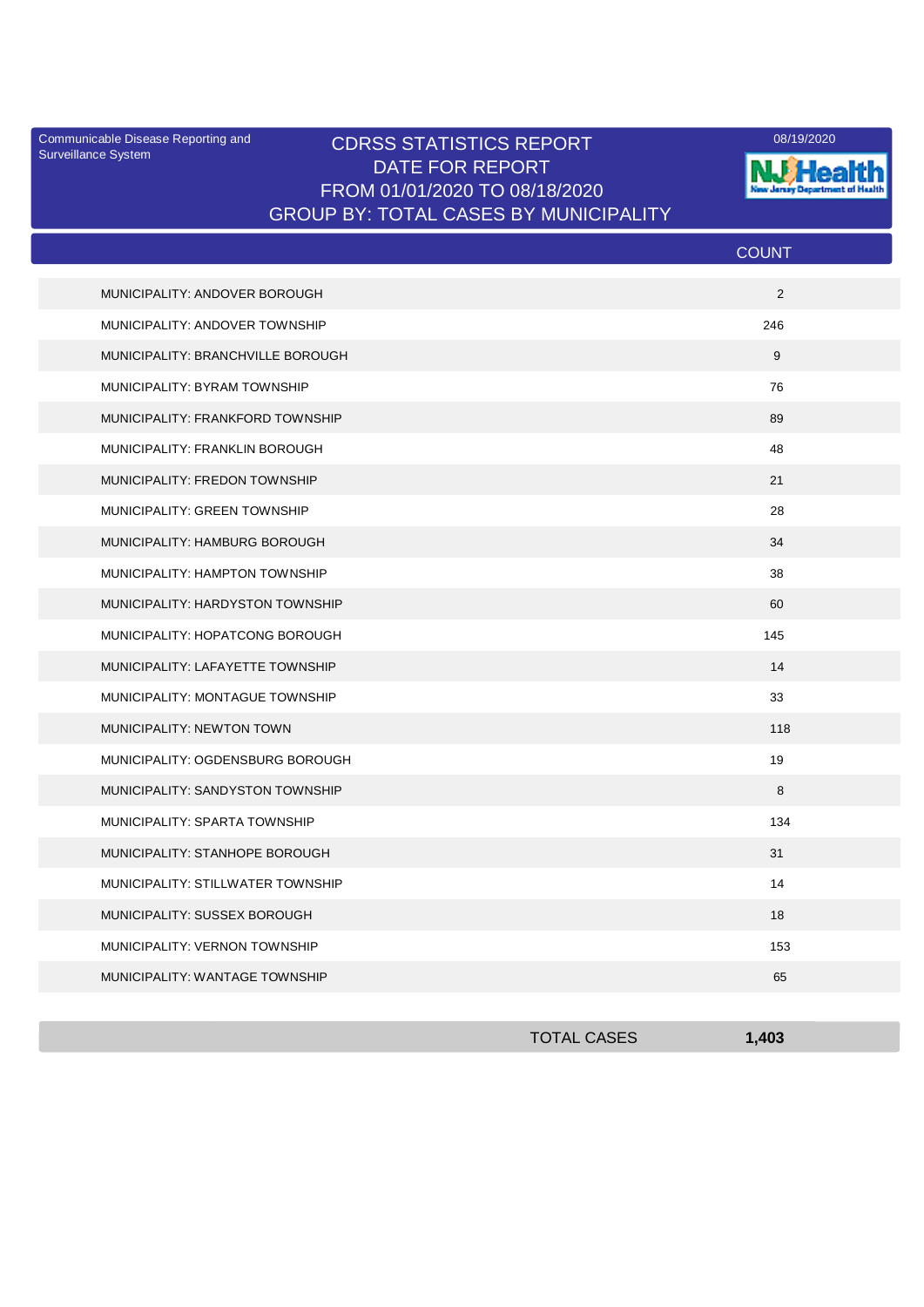Communicable Disease Reporting and Surveillance System

# CDRSS STATISTICS REPORT
## DATE FOR REPORT
## FROM 01/01/2020 TO 08/18/2020
## GROUP BY: TOTAL CASES BY MUNICIPALITY

08/19/2020

NJ Health
New Jersey Department of Health

| | COUNT |
|---|---|
| MUNICIPALITY: ANDOVER BOROUGH | 2 |
| MUNICIPALITY: ANDOVER TOWNSHIP | 246 |
| MUNICIPALITY: BRANCHVILLE BOROUGH | 9 |
| MUNICIPALITY: BYRAM TOWNSHIP | 76 |
| MUNICIPALITY: FRANKFORD TOWNSHIP | 89 |
| MUNICIPALITY: FRANKLIN BOROUGH | 48 |
| MUNICIPALITY: FREDON TOWNSHIP | 21 |
| MUNICIPALITY: GREEN TOWNSHIP | 28 |
| MUNICIPALITY: HAMBURG BOROUGH | 34 |
| MUNICIPALITY: HAMPTON TOWNSHIP | 38 |
| MUNICIPALITY: HARDYSTON TOWNSHIP | 60 |
| MUNICIPALITY: HOPATCONG BOROUGH | 145 |
| MUNICIPALITY: LAFAYETTE TOWNSHIP | 14 |
| MUNICIPALITY: MONTAGUE TOWNSHIP | 33 |
| MUNICIPALITY: NEWTON TOWN | 118 |
| MUNICIPALITY: OGDENSBURG BOROUGH | 19 |
| MUNICIPALITY: SANDYSTON TOWNSHIP | 8 |
| MUNICIPALITY: SPARTA TOWNSHIP | 134 |
| MUNICIPALITY: STANHOPE BOROUGH | 31 |
| MUNICIPALITY: STILLWATER TOWNSHIP | 14 |
| MUNICIPALITY: SUSSEX BOROUGH | 18 |
| MUNICIPALITY: VERNON TOWNSHIP | 153 |
| MUNICIPALITY: WANTAGE TOWNSHIP | 65 |
| TOTAL CASES | **1,403** |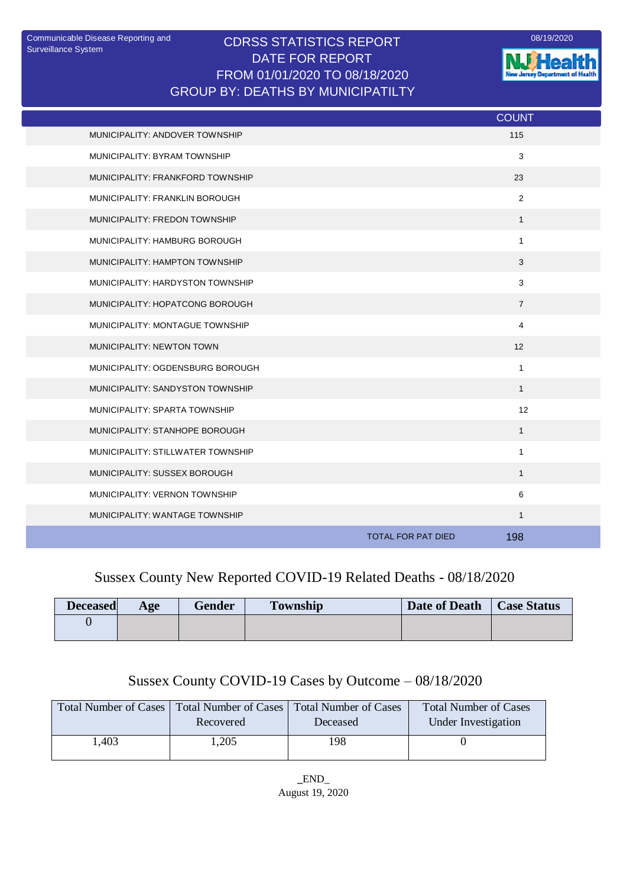Communicable Disease Reporting and Surveillance System

CDRSS STATISTICS REPORT
DATE FOR REPORT
FROM 01/01/2020 TO 08/18/2020
GROUP BY: DEATHS BY MUNICIPATILTY

08/19/2020

| | COUNT |
|---|---|
| MUNICIPALITY: ANDOVER TOWNSHIP | 115 |
| MUNICIPALITY: BYRAM TOWNSHIP | 3 |
| MUNICIPALITY: FRANKFORD TOWNSHIP | 23 |
| MUNICIPALITY: FRANKLIN BOROUGH | 2 |
| MUNICIPALITY: FREDON TOWNSHIP | 1 |
| MUNICIPALITY: HAMBURG BOROUGH | 1 |
| MUNICIPALITY: HAMPTON TOWNSHIP | 3 |
| MUNICIPALITY: HARDYSTON TOWNSHIP | 3 |
| MUNICIPALITY: HOPATCONG BOROUGH | 7 |
| MUNICIPALITY: MONTAGUE TOWNSHIP | 4 |
| MUNICIPALITY: NEWTON TOWN | 12 |
| MUNICIPALITY: OGDENSBURG BOROUGH | 1 |
| MUNICIPALITY: SANDYSTON TOWNSHIP | 1 |
| MUNICIPALITY: SPARTA TOWNSHIP | 12 |
| MUNICIPALITY: STANHOPE BOROUGH | 1 |
| MUNICIPALITY: STILLWATER TOWNSHIP | 1 |
| MUNICIPALITY: SUSSEX BOROUGH | 1 |
| MUNICIPALITY: VERNON TOWNSHIP | 6 |
| MUNICIPALITY: WANTAGE TOWNSHIP | 1 |
| TOTAL FOR PAT DIED | 198 |

## Sussex County New Reported COVID-19 Related Deaths - 08/18/2020

| Deceased | Age | Gender | Township | Date of Death | Case Status |
|---|---|---|---|---|---|
| 0 | | | | | |

## Sussex County COVID-19 Cases by Outcome – 08/18/2020

| Total Number of Cases | Total Number of Cases Recovered | Total Number of Cases Deceased | Total Number of Cases Under Investigation |
|---|---|---|---|
| 1,403 | 1,205 | 198 | 0 |

_END_
August 19, 2020